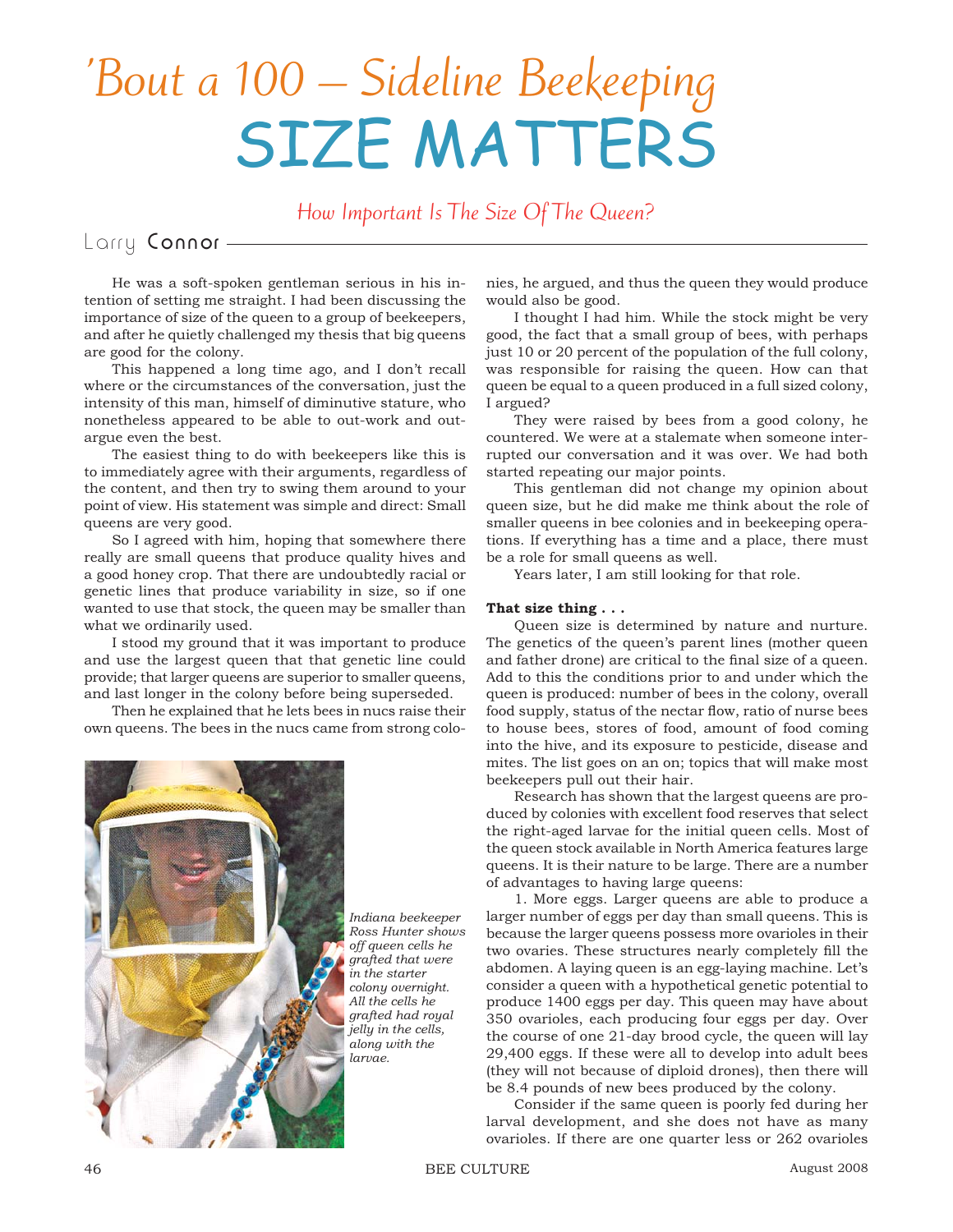# 'Bout a 100 – Sideline Beekeeping

# SIZE MATTERS

*How Important Is The Size Of The Queen?*

Larry Connor

He was a soft-spoken gentleman serious in his intention of setting me straight. I had been discussing the importance of size of the queen to a group of beekeepers, and after he quietly challenged my thesis that big queens are good for the colony.

This happened a long time ago, and I don't recall where or the circumstances of the conversation, just the intensity of this man, himself of diminutive stature, who nonetheless appeared to be able to out-work and out-argue even the best.

The easiest thing to do with beekeepers like this is to immediately agree with their arguments, regardless of the content, and then try to swing them around to your point of view. His statement was simple and direct: Small queens are very good.

So I agreed with him, hoping that somewhere there really are small queens that produce quality hives and a good honey crop. That there are undoubtedly racial or genetic lines that produce variability in size, so if one wanted to use that stock, the queen may be smaller than what we ordinarily used.

I stood my ground that it was important to produce and use the largest queen that that genetic line could provide; that larger queens are superior to smaller queens, and last longer in the colony before being superseded.

Then he explained that he lets bees in nucs raise their own queens. The bees in the nucs came from strong colonies, he argued, and thus the queen they would produce would also be good.

I thought I had him. While the stock might be very good, the fact that a small group of bees, with perhaps just 10 or 20 percent of the population of the full colony, was responsible for raising the queen. How can that queen be equal to a queen produced in a full sized colony, I argued?

They were raised by bees from a good colony, he countered. We were at a stalemate when someone interrupted our conversation and it was over. We had both started repeating our major points.

This gentleman did not change my opinion about queen size, but he did make me think about the role of smaller queens in bee colonies and in beekeeping operations. If everything has a time and a place, there must be a role for small queens as well.

Years later, I am still looking for that role.

*Indiana beekeeper Ross Hunter shows off queen cells he grafted that were in the starter colony overnight. All the cells he grafted had royal jelly in the cells, along with the larvae.*

**That size thing . . .**

Queen size is determined by nature and nurture. The genetics of the queen's parent lines (mother queen and father drone) are critical to the final size of a queen. Add to this the conditions prior to and under which the queen is produced: number of bees in the colony, overall food supply, status of the nectar flow, ratio of nurse bees to house bees, stores of food, amount of food coming into the hive, and its exposure to pesticide, disease and mites. The list goes on an on; topics that will make most beekeepers pull out their hair.

Research has shown that the largest queens are produced by colonies with excellent food reserves that select the right-aged larvae for the initial queen cells. Most of the queen stock available in North America features large queens. It is their nature to be large. There are a number of advantages to having large queens:

1. More eggs. Larger queens are able to produce a larger number of eggs per day than small queens. This is because the larger queens possess more ovarioles in their two ovaries. These structures nearly completely fill the abdomen. A laying queen is an egg-laying machine. Let's consider a queen with a hypothetical genetic potential to produce 1400 eggs per day. This queen may have about 350 ovarioles, each producing four eggs per day. Over the course of one 21-day brood cycle, the queen will lay 29,400 eggs. If these were all to develop into adult bees (they will not because of diploid drones), then there will be 8.4 pounds of new bees produced by the colony.

Consider if the same queen is poorly fed during her larval development, and she does not have as many ovarioles. If there are one quarter less or 262 ovarioles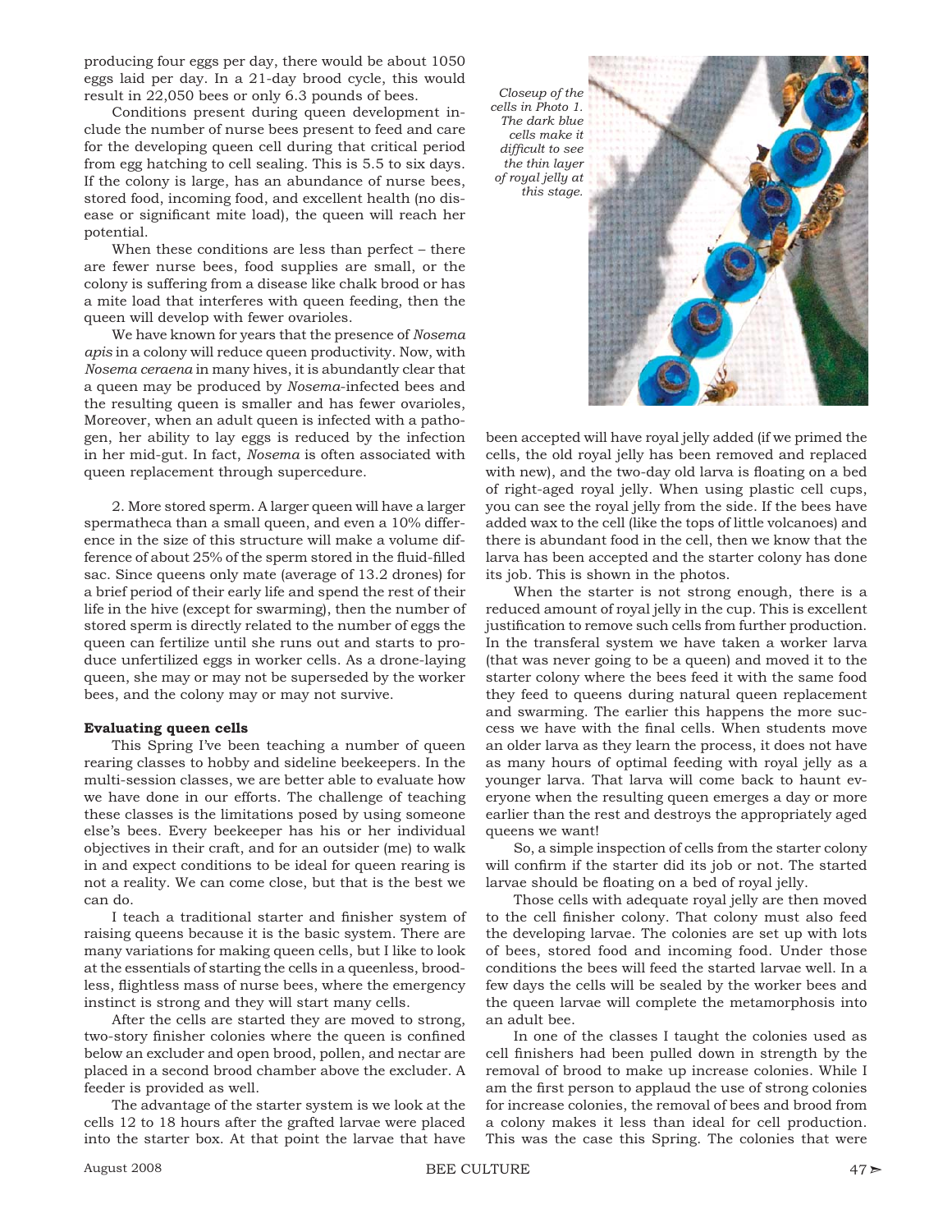producing four eggs per day, there would be about 1050 eggs laid per day. In a 21-day brood cycle, this would result in 22,050 bees or only 6.3 pounds of bees.

Conditions present during queen development include the number of nurse bees present to feed and care for the developing queen cell during that critical period from egg hatching to cell sealing. This is 5.5 to six days. If the colony is large, has an abundance of nurse bees, stored food, incoming food, and excellent health (no disease or significant mite load), the queen will reach her potential.

When these conditions are less than perfect – there are fewer nurse bees, food supplies are small, or the colony is suffering from a disease like chalk brood or has a mite load that interferes with queen feeding, then the queen will develop with fewer ovarioles.

We have known for years that the presence of *Nosema apis* in a colony will reduce queen productivity. Now, with *Nosema ceraena* in many hives, it is abundantly clear that a queen may be produced by *Nosema*-infected bees and the resulting queen is smaller and has fewer ovarioles, Moreover, when an adult queen is infected with a pathogen, her ability to lay eggs is reduced by the infection in her mid-gut. In fact, *Nosema* is often associated with queen replacement through supercedure.

2. More stored sperm. A larger queen will have a larger spermatheca than a small queen, and even a 10% difference in the size of this structure will make a volume difference of about 25% of the sperm stored in the fluid-filled sac. Since queens only mate (average of 13.2 drones) for a brief period of their early life and spend the rest of their life in the hive (except for swarming), then the number of stored sperm is directly related to the number of eggs the queen can fertilize until she runs out and starts to produce unfertilized eggs in worker cells. As a drone-laying queen, she may or may not be superseded by the worker bees, and the colony may or may not survive.

**Evaluating queen cells**

This Spring I've been teaching a number of queen rearing classes to hobby and sideline beekeepers. In the multi-session classes, we are better able to evaluate how we have done in our efforts. The challenge of teaching these classes is the limitations posed by using someone else's bees. Every beekeeper has his or her individual objectives in their craft, and for an outsider (me) to walk in and expect conditions to be ideal for queen rearing is not a reality. We can come close, but that is the best we can do.

I teach a traditional starter and finisher system of raising queens because it is the basic system. There are many variations for making queen cells, but I like to look at the essentials of starting the cells in a queenless, broodless, flightless mass of nurse bees, where the emergency instinct is strong and they will start many cells.

After the cells are started they are moved to strong, two-story finisher colonies where the queen is confined below an excluder and open brood, pollen, and nectar are placed in a second brood chamber above the excluder. A feeder is provided as well.

The advantage of the starter system is we look at the cells 12 to 18 hours after the grafted larvae were placed into the starter box. At that point the larvae that have been accepted will have royal jelly added (if we primed the cells, the old royal jelly has been removed and replaced with new), and the two-day old larva is floating on a bed of right-aged royal jelly. When using plastic cell cups, you can see the royal jelly from the side. If the bees have added wax to the cell (like the tops of little volcanoes) and there is abundant food in the cell, then we know that the larva has been accepted and the starter colony has done its job. This is shown in the photos.

*Closeup of the cells in Photo 1. The dark blue cells make it difficult to see the thin layer of royal jelly at this stage.*

When the starter is not strong enough, there is a reduced amount of royal jelly in the cup. This is excellent justification to remove such cells from further production. In the transferal system we have taken a worker larva (that was never going to be a queen) and moved it to the starter colony where the bees feed it with the same food they feed to queens during natural queen replacement and swarming. The earlier this happens the more success we have with the final cells. When students move an older larva as they learn the process, it does not have as many hours of optimal feeding with royal jelly as a younger larva. That larva will come back to haunt everyone when the resulting queen emerges a day or more earlier than the rest and destroys the appropriately aged queens we want!

So, a simple inspection of cells from the starter colony will confirm if the starter did its job or not. The started larvae should be floating on a bed of royal jelly.

Those cells with adequate royal jelly are then moved to the cell finisher colony. That colony must also feed the developing larvae. The colonies are set up with lots of bees, stored food and incoming food. Under those conditions the bees will feed the started larvae well. In a few days the cells will be sealed by the worker bees and the queen larvae will complete the metamorphosis into an adult bee.

In one of the classes I taught the colonies used as cell finishers had been pulled down in strength by the removal of brood to make up increase colonies. While I am the first person to applaud the use of strong colonies for increase colonies, the removal of bees and brood from a colony makes it less than ideal for cell production. This was the case this Spring. The colonies that were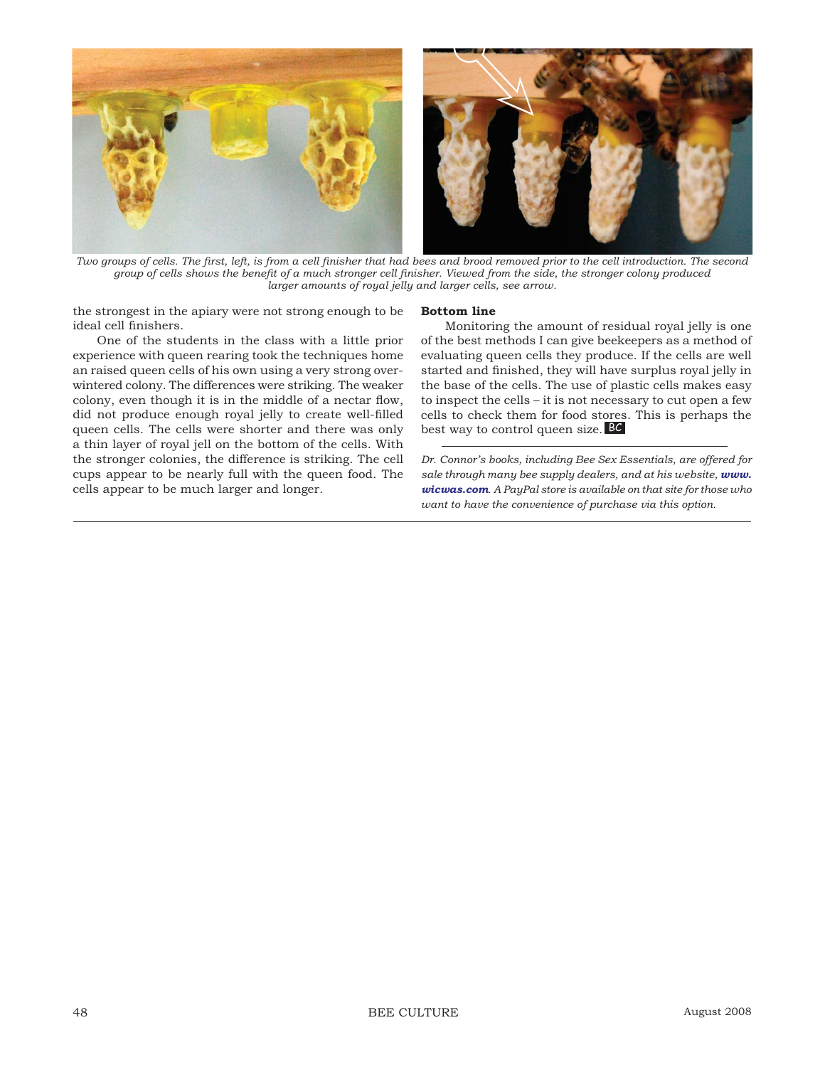*Two groups of cells. The first, left, is from a cell finisher that had bees and brood removed prior to the cell introduction. The second group of cells shows the benefit of a much stronger cell finisher. Viewed from the side, the stronger colony produced larger amounts of royal jelly and larger cells, see arrow.*

the strongest in the apiary were not strong enough to be ideal cell finishers.

One of the students in the class with a little prior experience with queen rearing took the techniques home an raised queen cells of his own using a very strong overwintered colony. The differences were striking. The weaker colony, even though it is in the middle of a nectar flow, did not produce enough royal jelly to create well-filled queen cells. The cells were shorter and there was only a thin layer of royal jell on the bottom of the cells. With the stronger colonies, the difference is striking. The cell cups appear to be nearly full with the queen food. The cells appear to be much larger and longer.

**Bottom line**

Monitoring the amount of residual royal jelly is one of the best methods I can give beekeepers as a method of evaluating queen cells they produce. If the cells are well started and finished, they will have surplus royal jelly in the base of the cells. The use of plastic cells makes easy to inspect the cells – it is not necessary to cut open a few cells to check them for food stores. This is perhaps the best way to control queen size. BC

---

*Dr. Connor's books, including Bee Sex Essentials, are offered for sale through many bee supply dealers, and at his website, **www.wicwas.com**. A PayPal store is available on that site for those who want to have the convenience of purchase via this option.*